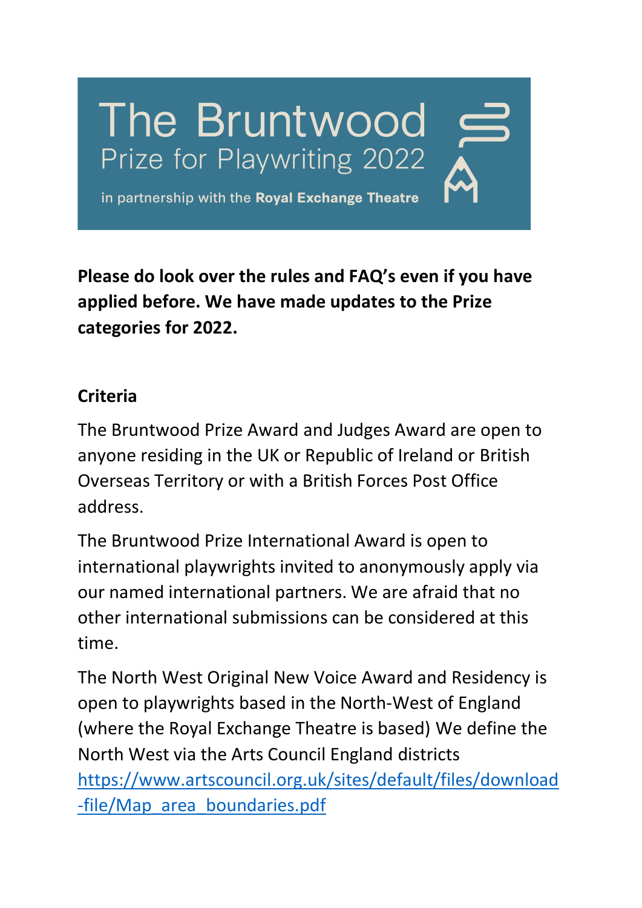# The Bruntwood Prize for Playwriting 2022

in partnership with the **Royal Exchange Theatre**

**Please do look over the rules and FAQ's even if you have applied before. We have made updates to the Prize categories for 2022.**

## Criteria

The Bruntwood Prize Award and Judges Award are open to anyone residing in the UK or Republic of Ireland or British Overseas Territory or with a British Forces Post Office address.

The Bruntwood Prize International Award is open to international playwrights invited to anonymously apply via our named international partners. We are afraid that no other international submissions can be considered at this time.

The North West Original New Voice Award and Residency is open to playwrights based in the North-West of England (where the Royal Exchange Theatre is based) We define the North West via the Arts Council England districts https://www.artscouncil.org.uk/sites/default/files/download-file/Map_area_boundaries.pdf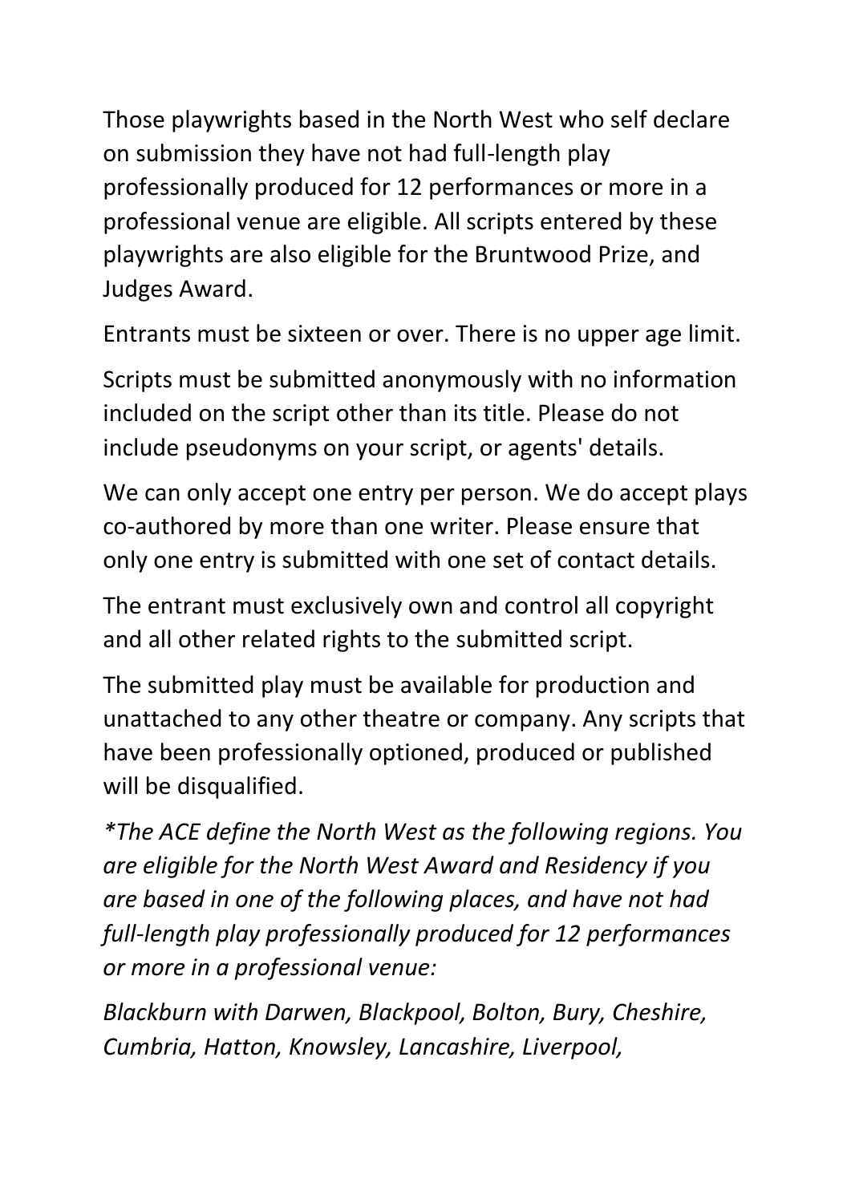Those playwrights based in the North West who self declare on submission they have not had full-length play professionally produced for 12 performances or more in a professional venue are eligible. All scripts entered by these playwrights are also eligible for the Bruntwood Prize, and Judges Award.

Entrants must be sixteen or over. There is no upper age limit.

Scripts must be submitted anonymously with no information included on the script other than its title. Please do not include pseudonyms on your script, or agents' details.

We can only accept one entry per person. We do accept plays co-authored by more than one writer. Please ensure that only one entry is submitted with one set of contact details.

The entrant must exclusively own and control all copyright and all other related rights to the submitted script.

The submitted play must be available for production and unattached to any other theatre or company. Any scripts that have been professionally optioned, produced or published will be disqualified.

*\*The ACE define the North West as the following regions. You are eligible for the North West Award and Residency if you are based in one of the following places, and have not had full-length play professionally produced for 12 performances or more in a professional venue:*

*Blackburn with Darwen, Blackpool, Bolton, Bury, Cheshire, Cumbria, Hatton, Knowsley, Lancashire, Liverpool,*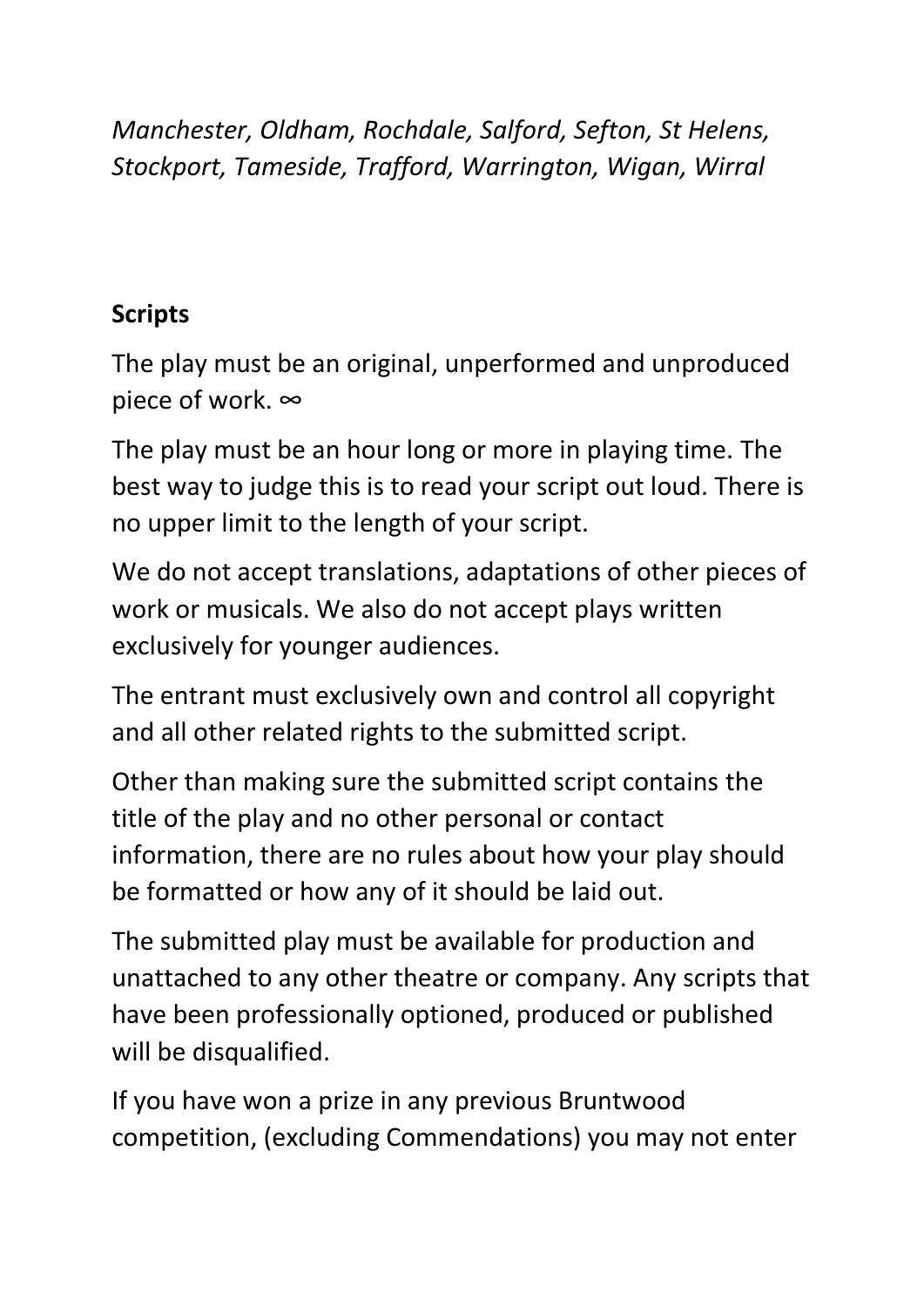*Manchester, Oldham, Rochdale, Salford, Sefton, St Helens, Stockport, Tameside, Trafford, Warrington, Wigan, Wirral*

**Scripts**

The play must be an original, unperformed and unproduced piece of work. ∞

The play must be an hour long or more in playing time. The best way to judge this is to read your script out loud. There is no upper limit to the length of your script.

We do not accept translations, adaptations of other pieces of work or musicals. We also do not accept plays written exclusively for younger audiences.

The entrant must exclusively own and control all copyright and all other related rights to the submitted script.

Other than making sure the submitted script contains the title of the play and no other personal or contact information, there are no rules about how your play should be formatted or how any of it should be laid out.

The submitted play must be available for production and unattached to any other theatre or company. Any scripts that have been professionally optioned, produced or published will be disqualified.

If you have won a prize in any previous Bruntwood competition, (excluding Commendations) you may not enter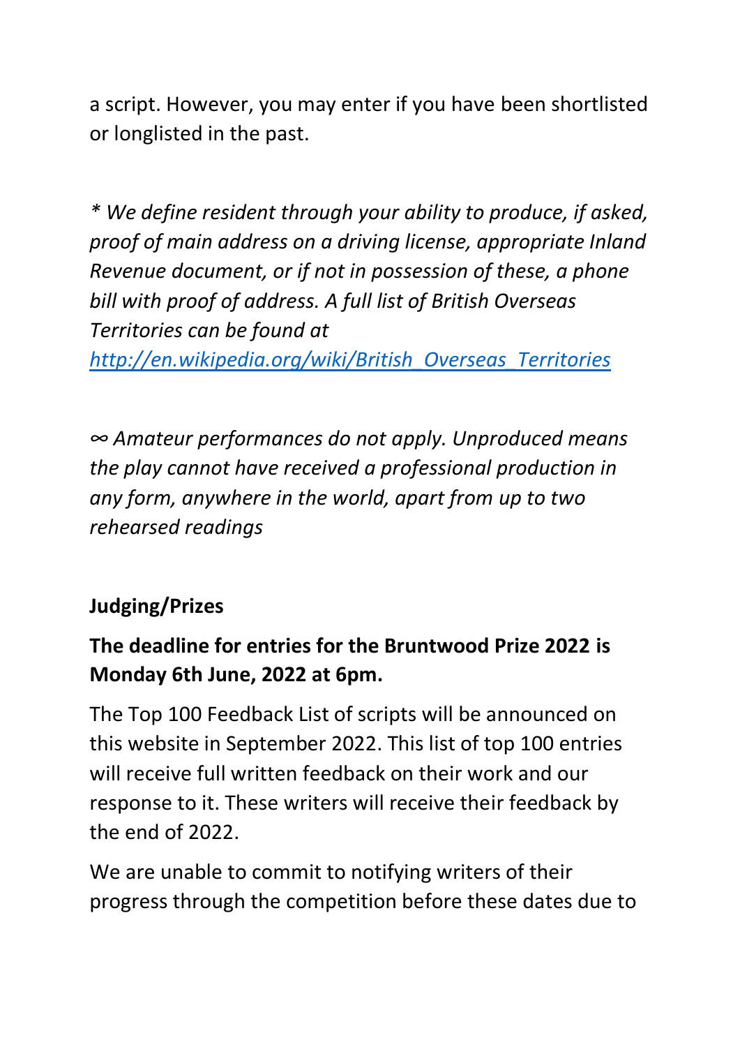a script. However, you may enter if you have been shortlisted or longlisted in the past.

*\* We define resident through your ability to produce, if asked, proof of main address on a driving license, appropriate Inland Revenue document, or if not in possession of these, a phone bill with proof of address. A full list of British Overseas Territories can be found at [http://en.wikipedia.org/wiki/British_Overseas_Territories](http://en.wikipedia.org/wiki/British_Overseas_Territories)*

*∞ Amateur performances do not apply. Unproduced means the play cannot have received a professional production in any form, anywhere in the world, apart from up to two rehearsed readings*

**Judging/Prizes**

**The deadline for entries for the Bruntwood Prize 2022 is Monday 6th June, 2022 at 6pm.**

The Top 100 Feedback List of scripts will be announced on this website in September 2022. This list of top 100 entries will receive full written feedback on their work and our response to it. These writers will receive their feedback by the end of 2022.

We are unable to commit to notifying writers of their progress through the competition before these dates due to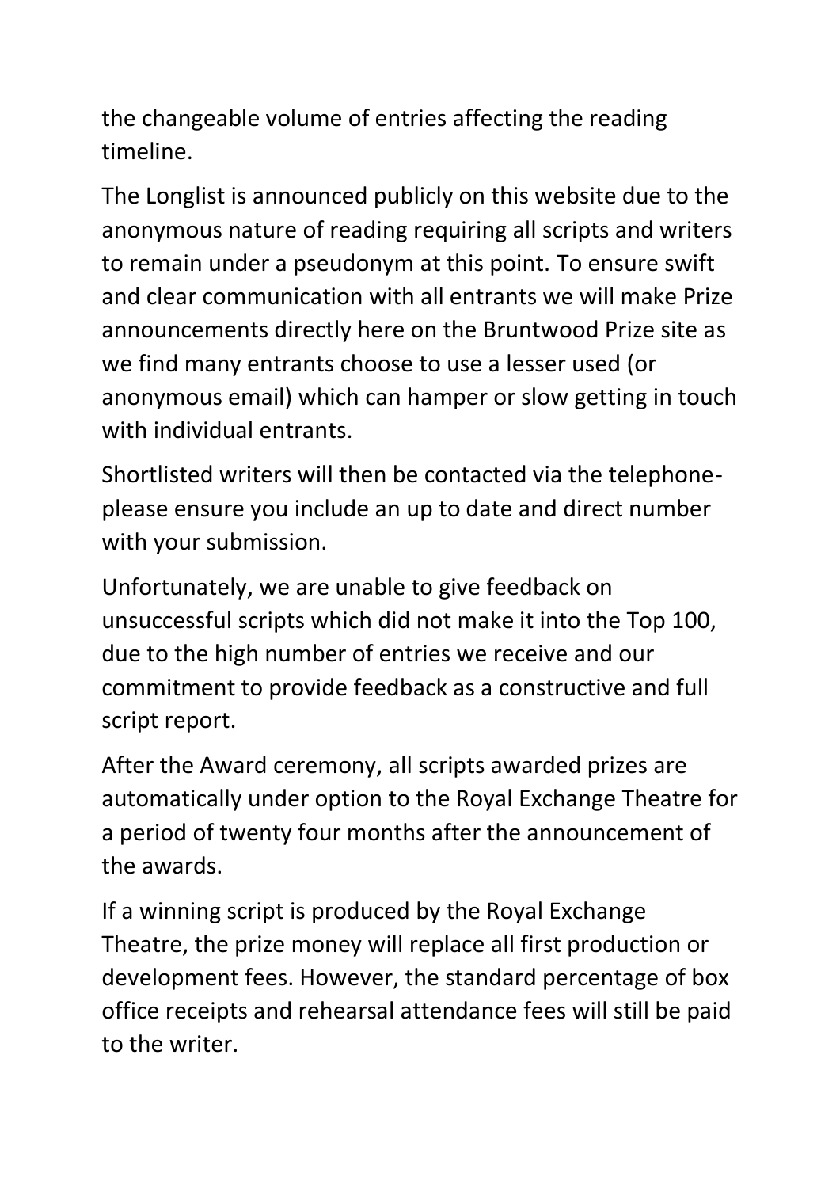the changeable volume of entries affecting the reading timeline.

The Longlist is announced publicly on this website due to the anonymous nature of reading requiring all scripts and writers to remain under a pseudonym at this point. To ensure swift and clear communication with all entrants we will make Prize announcements directly here on the Bruntwood Prize site as we find many entrants choose to use a lesser used (or anonymous email) which can hamper or slow getting in touch with individual entrants.

Shortlisted writers will then be contacted via the telephone- please ensure you include an up to date and direct number with your submission.

Unfortunately, we are unable to give feedback on unsuccessful scripts which did not make it into the Top 100, due to the high number of entries we receive and our commitment to provide feedback as a constructive and full script report.

After the Award ceremony, all scripts awarded prizes are automatically under option to the Royal Exchange Theatre for a period of twenty four months after the announcement of the awards.

If a winning script is produced by the Royal Exchange Theatre, the prize money will replace all first production or development fees. However, the standard percentage of box office receipts and rehearsal attendance fees will still be paid to the writer.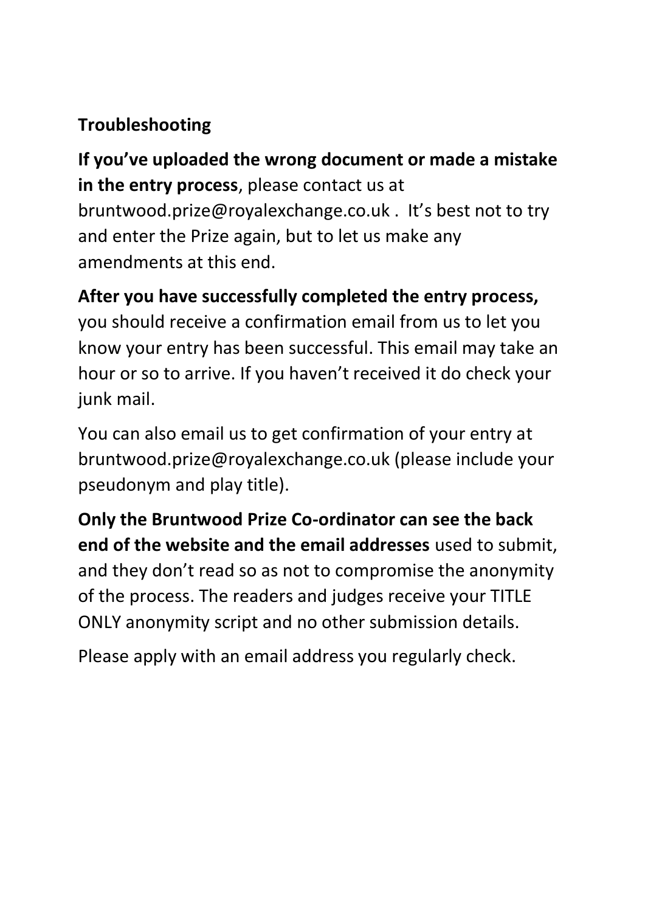**Troubleshooting**

**If you've uploaded the wrong document or made a mistake in the entry process**, please contact us at bruntwood.prize@royalexchange.co.uk . It's best not to try and enter the Prize again, but to let us make any amendments at this end.

**After you have successfully completed the entry process,** you should receive a confirmation email from us to let you know your entry has been successful. This email may take an hour or so to arrive. If you haven't received it do check your junk mail.

You can also email us to get confirmation of your entry at bruntwood.prize@royalexchange.co.uk (please include your pseudonym and play title).

**Only the Bruntwood Prize Co-ordinator can see the back end of the website and the email addresses** used to submit, and they don't read so as not to compromise the anonymity of the process. The readers and judges receive your TITLE ONLY anonymity script and no other submission details.

Please apply with an email address you regularly check.